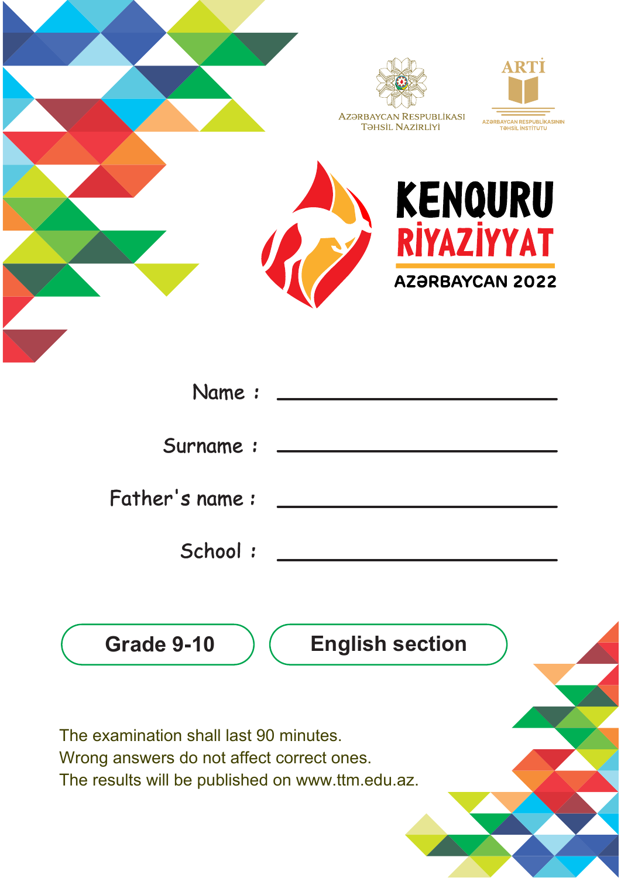AZƏRBAYCAN RESPUBLİKASI
TƏHSİL NAZİRLİYİ

ARTİ
AZƏRBAYCAN RESPUBLİKASININ
TƏHSİL İNSTİTUTU

# KENQURU RİYAZİYYAT

## AZƏRBAYCAN 2022

Name : ______________________________

Surname : ______________________________

Father's name : ______________________________

School : ______________________________

**Grade 9-10** **English section**

The examination shall last 90 minutes.
Wrong answers do not affect correct ones.
The results will be published on www.ttm.edu.az.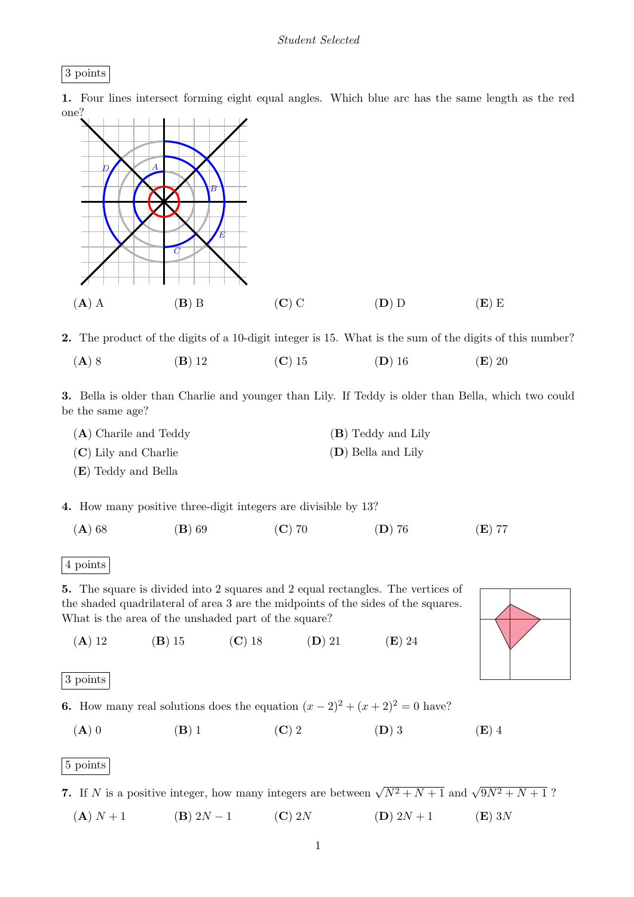*Student Selected*

3 points

**1.** Four lines intersect forming eight equal angles. Which blue arc has the same length as the red one?

(**A**) A (**B**) B (**C**) C (**D**) D (**E**) E

**2.** The product of the digits of a 10-digit integer is 15. What is the sum of the digits of this number?

(**A**) 8 (**B**) 12 (**C**) 15 (**D**) 16 (**E**) 20

**3.** Bella is older than Charlie and younger than Lily. If Teddy is older than Bella, which two could be the same age?

(**A**) Charile and Teddy
(**B**) Teddy and Lily
(**C**) Lily and Charlie
(**D**) Bella and Lily
(**E**) Teddy and Bella

**4.** How many positive three-digit integers are divisible by 13?

(**A**) 68 (**B**) 69 (**C**) 70 (**D**) 76 (**E**) 77

4 points

**5.** The square is divided into 2 squares and 2 equal rectangles. The vertices of the shaded quadrilateral of area 3 are the midpoints of the sides of the squares. What is the area of the unshaded part of the square?

(**A**) 12 (**B**) 15 (**C**) 18 (**D**) 21 (**E**) 24

3 points

**6.** How many real solutions does the equation $(x-2)^2 + (x+2)^2 = 0$ have?

(**A**) 0 (**B**) 1 (**C**) 2 (**D**) 3 (**E**) 4

5 points

**7.** If $N$ is a positive integer, how many integers are between $\sqrt{N^2+N+1}$ and $\sqrt{9N^2+N+1}$ ?

(**A**) $N+1$ (**B**) $2N-1$ (**C**) $2N$ (**D**) $2N+1$ (**E**) $3N$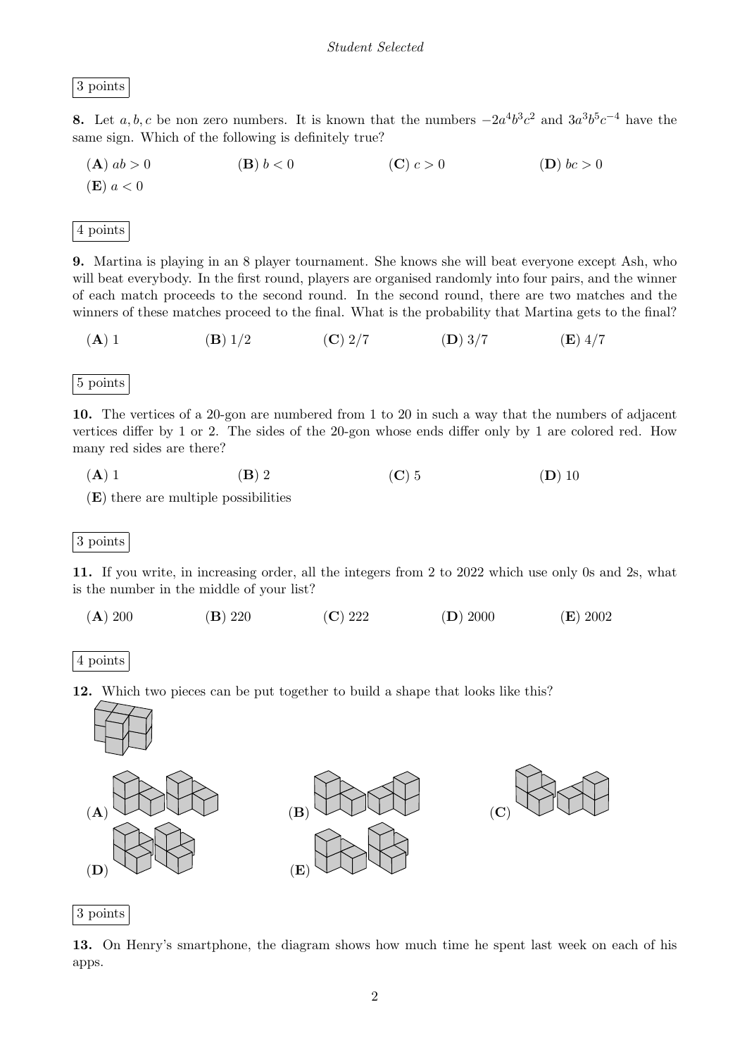3 points

**8.** Let $a, b, c$ be non zero numbers. It is known that the numbers $-2a^4b^3c^2$ and $3a^3b^5c^{-4}$ have the same sign. Which of the following is definitely true?

(**A**) $ab > 0$ (**B**) $b < 0$ (**C**) $c > 0$ (**D**) $bc > 0$ (**E**) $a < 0$

4 points

**9.** Martina is playing in an 8 player tournament. She knows she will beat everyone except Ash, who will beat everybody. In the first round, players are organised randomly into four pairs, and the winner of each match proceeds to the second round. In the second round, there are two matches and the winners of these matches proceed to the final. What is the probability that Martina gets to the final?

(**A**) 1 (**B**) 1/2 (**C**) 2/7 (**D**) 3/7 (**E**) 4/7

5 points

**10.** The vertices of a 20-gon are numbered from 1 to 20 in such a way that the numbers of adjacent vertices differ by 1 or 2. The sides of the 20-gon whose ends differ only by 1 are colored red. How many red sides are there?

(**A**) 1 (**B**) 2 (**C**) 5 (**D**) 10 (**E**) there are multiple possibilities

3 points

**11.** If you write, in increasing order, all the integers from 2 to 2022 which use only 0s and 2s, what is the number in the middle of your list?

(**A**) 200 (**B**) 220 (**C**) 222 (**D**) 2000 (**E**) 2002

4 points

**12.** Which two pieces can be put together to build a shape that looks like this?

(**A**) (**B**) (**C**) (**D**) (**E**)

3 points

**13.** On Henry's smartphone, the diagram shows how much time he spent last week on each of his apps.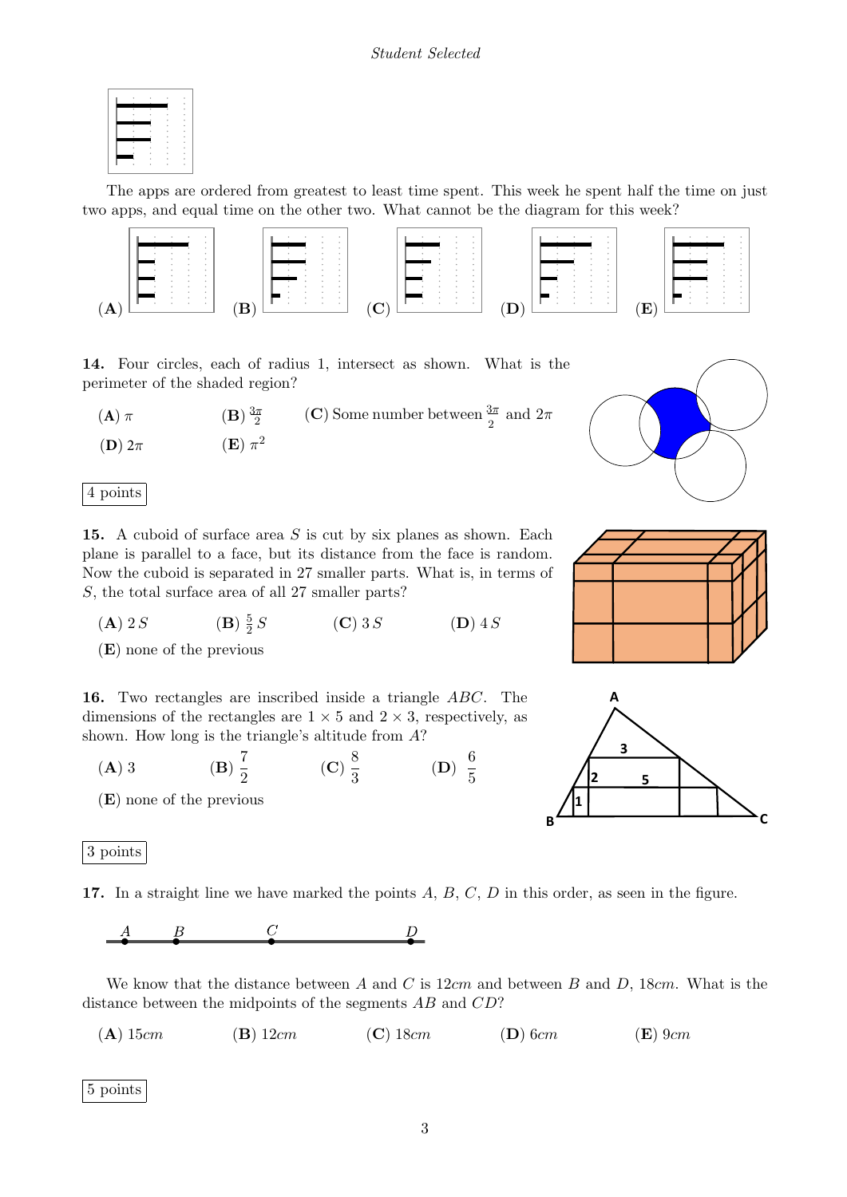The apps are ordered from greatest to least time spent. This week he spent half the time on just two apps, and equal time on the other two. What cannot be the diagram for this week?

**(A)** **(B)** **(C)** **(D)** **(E)**

**14.** Four circles, each of radius 1, intersect as shown. What is the perimeter of the shaded region?

**(A)** $\pi$ **(B)** $\frac{3\pi}{2}$ **(C)** Some number between $\frac{3\pi}{2}$ and $2\pi$

**(D)** $2\pi$ **(E)** $\pi^2$

4 points

**15.** A cuboid of surface area $S$ is cut by six planes as shown. Each plane is parallel to a face, but its distance from the face is random. Now the cuboid is separated in 27 smaller parts. What is, in terms of $S$, the total surface area of all 27 smaller parts?

**(A)** $2\,S$ **(B)** $\frac{5}{2}\,S$ **(C)** $3\,S$ **(D)** $4\,S$

**(E)** none of the previous

**16.** Two rectangles are inscribed inside a triangle $ABC$. The dimensions of the rectangles are $1 \times 5$ and $2 \times 3$, respectively, as shown. How long is the triangle's altitude from $A$?

**(A)** 3 **(B)** $\frac{7}{2}$ **(C)** $\frac{8}{3}$ **(D)** $\frac{6}{5}$

**(E)** none of the previous

3 points

**17.** In a straight line we have marked the points $A$, $B$, $C$, $D$ in this order, as seen in the figure.

We know that the distance between $A$ and $C$ is $12cm$ and between $B$ and $D$, $18cm$. What is the distance between the midpoints of the segments $AB$ and $CD$?

**(A)** $15cm$ **(B)** $12cm$ **(C)** $18cm$ **(D)** $6cm$ **(E)** $9cm$

5 points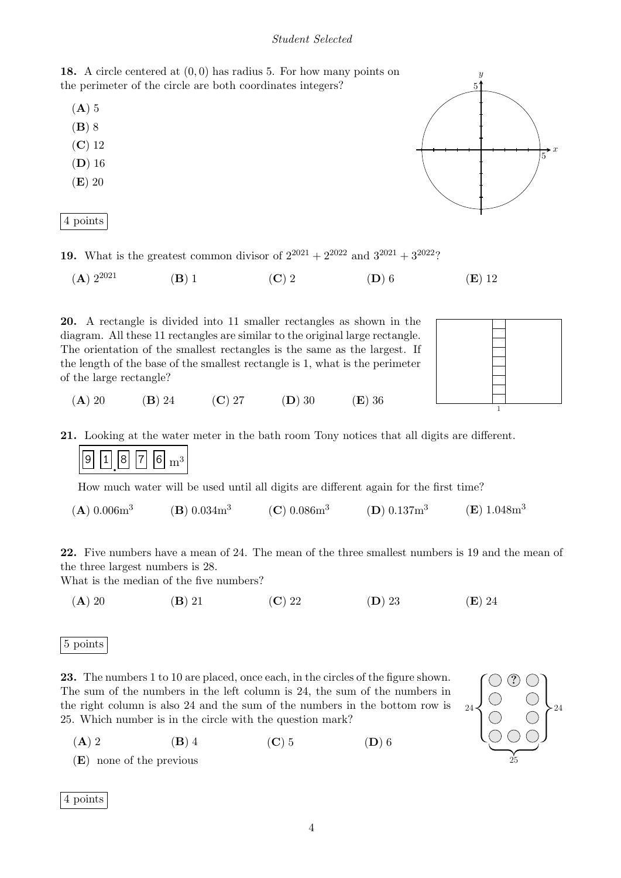*Student Selected*

**18.** A circle centered at $(0, 0)$ has radius 5. For how many points on the perimeter of the circle are both coordinates integers?

(**A**) 5

(**B**) 8

(**C**) 12

(**D**) 16

(**E**) 20

4 points

**19.** What is the greatest common divisor of $2^{2021} + 2^{2022}$ and $3^{2021} + 3^{2022}$?

(**A**) $2^{2021}$ (**B**) 1 (**C**) 2 (**D**) 6 (**E**) 12

**20.** A rectangle is divided into 11 smaller rectangles as shown in the diagram. All these 11 rectangles are similar to the original large rectangle. The orientation of the smallest rectangles is the same as the largest. If the length of the base of the smallest rectangle is 1, what is the perimeter of the large rectangle?

(**A**) 20 (**B**) 24 (**C**) 27 (**D**) 30 (**E**) 36

**21.** Looking at the water meter in the bath room Tony notices that all digits are different.

9 1 . 8 7 6 $\text{m}^3$

How much water will be used until all digits are different again for the first time?

(**A**) $0.006\text{m}^3$ (**B**) $0.034\text{m}^3$ (**C**) $0.086\text{m}^3$ (**D**) $0.137\text{m}^3$ (**E**) $1.048\text{m}^3$

**22.** Five numbers have a mean of 24. The mean of the three smallest numbers is 19 and the mean of the three largest numbers is 28.
What is the median of the five numbers?

(**A**) 20 (**B**) 21 (**C**) 22 (**D**) 23 (**E**) 24

5 points

**23.** The numbers 1 to 10 are placed, once each, in the circles of the figure shown. The sum of the numbers in the left column is 24, the sum of the numbers in the right column is also 24 and the sum of the numbers in the bottom row is 25. Which number is in the circle with the question mark?

(**A**) 2 (**B**) 4 (**C**) 5 (**D**) 6

(**E**) none of the previous

4 points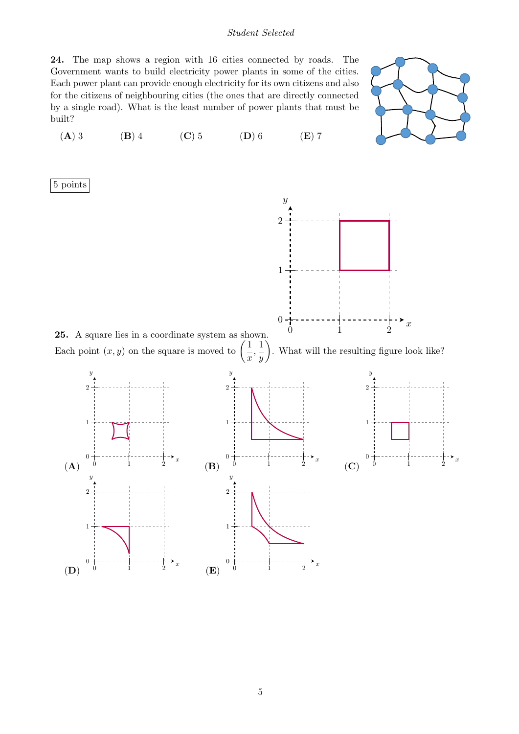**24.** The map shows a region with 16 cities connected by roads. The Government wants to build electricity power plants in some of the cities. Each power plant can provide enough electricity for its own citizens and also for the citizens of neighbouring cities (the ones that are directly connected by a single road). What is the least number of power plants that must be built?

(**A**) 3 (**B**) 4 (**C**) 5 (**D**) 6 (**E**) 7

5 points

**25.** A square lies in a coordinate system as shown. Each point $(x, y)$ on the square is moved to $\left(\frac{1}{x}, \frac{1}{y}\right)$. What will the resulting figure look like?

(**A**) (**B**) (**C**)

(**D**) (**E**)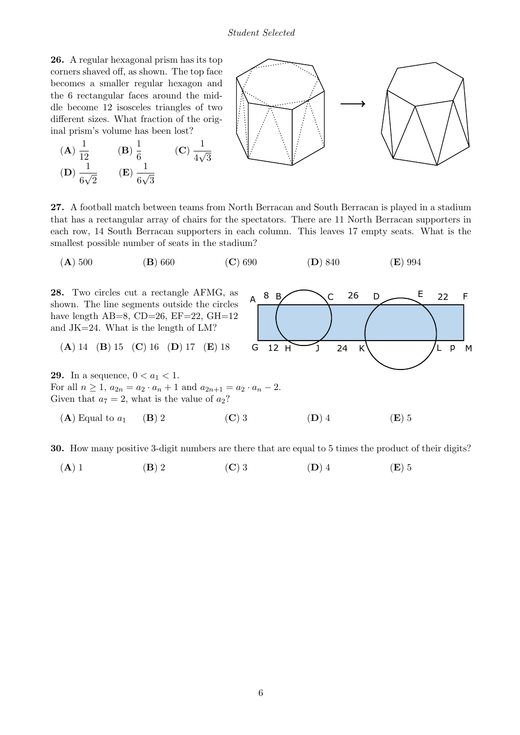**26.** A regular hexagonal prism has its top corners shaved off, as shown. The top face becomes a smaller regular hexagon and the 6 rectangular faces around the middle become 12 isosceles triangles of two different sizes. What fraction of the original prism's volume has been lost?

(**A**) $\frac{1}{12}$ (**B**) $\frac{1}{6}$ (**C**) $\frac{1}{4\sqrt{3}}$

(**D**) $\frac{1}{6\sqrt{2}}$ (**E**) $\frac{1}{6\sqrt{3}}$

**27.** A football match between teams from North Berracan and South Berracan is played in a stadium that has a rectangular array of chairs for the spectators. There are 11 North Berracan supporters in each row, 14 South Berracan supporters in each column. This leaves 17 empty seats. What is the smallest possible number of seats in the stadium?

(**A**) 500 (**B**) 660 (**C**) 690 (**D**) 840 (**E**) 994

**28.** Two circles cut a rectangle AFMG, as shown. The line segments outside the circles have length AB=8, CD=26, EF=22, GH=12 and JK=24. What is the length of LM?

(**A**) 14 (**B**) 15 (**C**) 16 (**D**) 17 (**E**) 18

**29.** In a sequence, $0 < a_1 < 1$.
For all $n \geq 1$, $a_{2n} = a_2 \cdot a_n + 1$ and $a_{2n+1} = a_2 \cdot a_n - 2$.
Given that $a_7 = 2$, what is the value of $a_2$?

(**A**) Equal to $a_1$ (**B**) 2 (**C**) 3 (**D**) 4 (**E**) 5

**30.** How many positive 3-digit numbers are there that are equal to 5 times the product of their digits?

(**A**) 1 (**B**) 2 (**C**) 3 (**D**) 4 (**E**) 5